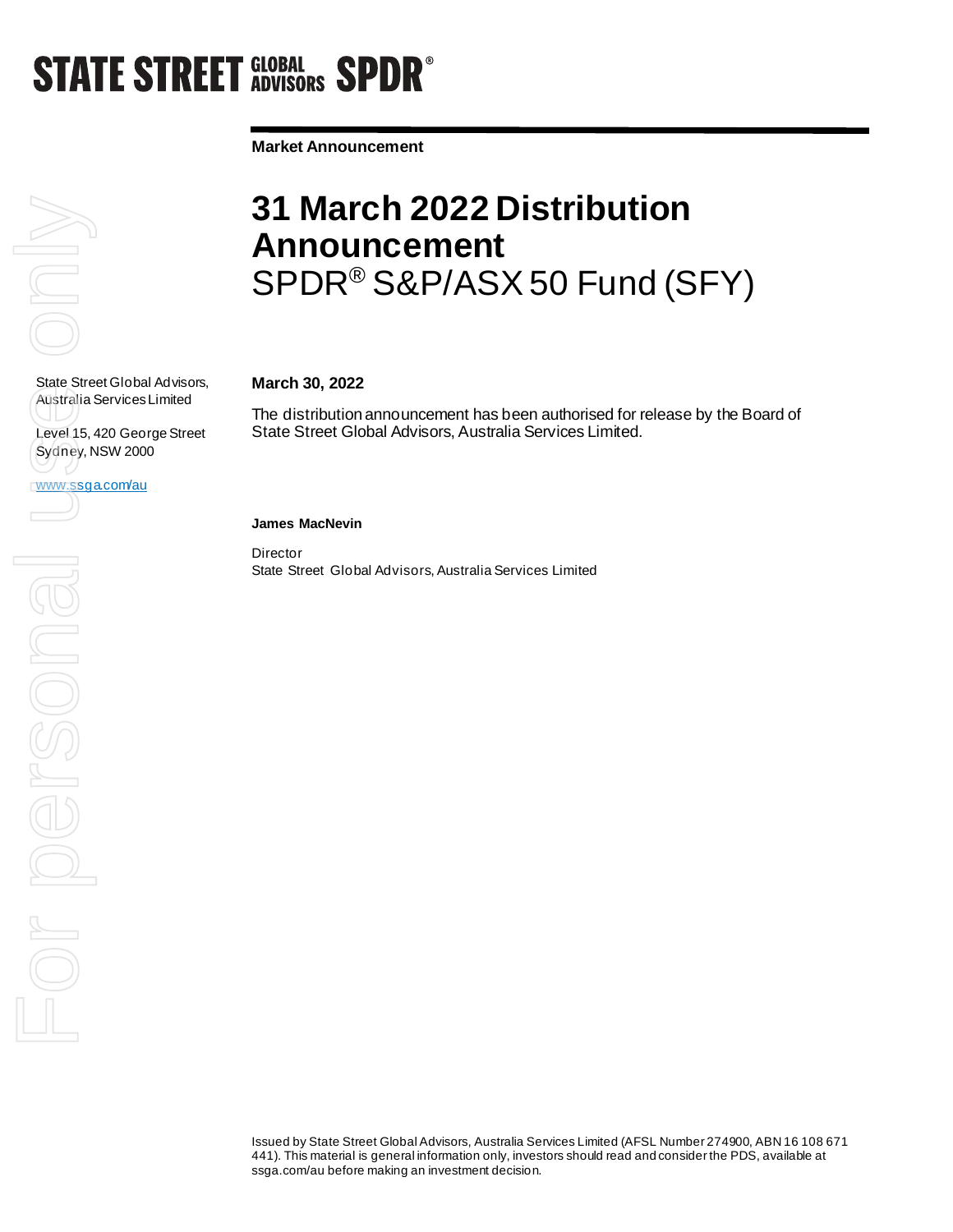STATE STREET GLOBAL ADVISORS SPDR®

**Market Announcement**

# 31 March 2022 Distribution Announcement

## SPDR® S&P/ASX 50 Fund (SFY)

State Street Global Advisors, Australia Services Limited

Level 15, 420 George Street
Sydney, NSW 2000

www.ssga.com/au

**March 30, 2022**

The distribution announcement has been authorised for release by the Board of State Street Global Advisors, Australia Services Limited.

**James MacNevin**

Director
State Street Global Advisors, Australia Services Limited

Issued by State Street Global Advisors, Australia Services Limited (AFSL Number 274900, ABN 16 108 671 441). This material is general information only, investors should read and consider the PDS, available at ssga.com/au before making an investment decision.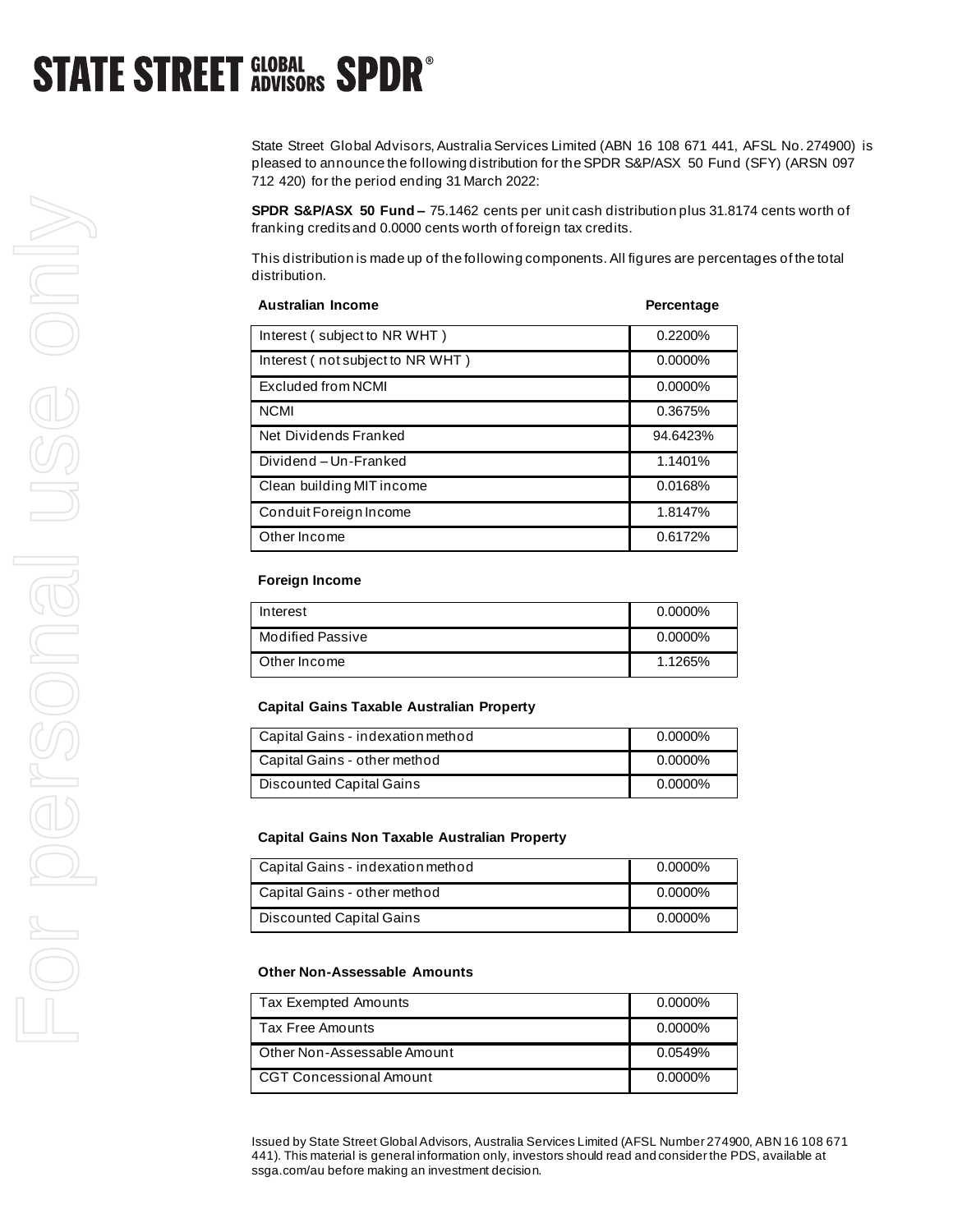State Street Global Advisors, Australia Services Limited (ABN 16 108 671 441, AFSL No. 274900) is pleased to announce the following distribution for the SPDR S&P/ASX 50 Fund (SFY) (ARSN 097 712 420) for the period ending 31 March 2022:

**SPDR S&P/ASX 50 Fund –** 75.1462 cents per unit cash distribution plus 31.8174 cents worth of franking credits and 0.0000 cents worth of foreign tax credits.

This distribution is made up of the following components. All figures are percentages of the total distribution.

| Australian Income | Percentage |
|---|---|
| Interest ( subject to NR WHT ) | 0.2200% |
| Interest ( not subject to NR WHT ) | 0.0000% |
| Excluded from NCMI | 0.0000% |
| NCMI | 0.3675% |
| Net Dividends Franked | 94.6423% |
| Dividend – Un-Franked | 1.1401% |
| Clean building MIT income | 0.0168% |
| Conduit Foreign Income | 1.8147% |
| Other Income | 0.6172% |

**Foreign Income**

| | |
|---|---|
| Interest | 0.0000% |
| Modified Passive | 0.0000% |
| Other Income | 1.1265% |

**Capital Gains Taxable Australian Property**

| | |
|---|---|
| Capital Gains - indexation method | 0.0000% |
| Capital Gains - other method | 0.0000% |
| Discounted Capital Gains | 0.0000% |

**Capital Gains Non Taxable Australian Property**

| | |
|---|---|
| Capital Gains - indexation method | 0.0000% |
| Capital Gains - other method | 0.0000% |
| Discounted Capital Gains | 0.0000% |

**Other Non-Assessable Amounts**

| | |
|---|---|
| Tax Exempted Amounts | 0.0000% |
| Tax Free Amounts | 0.0000% |
| Other Non-Assessable Amount | 0.0549% |
| CGT Concessional Amount | 0.0000% |

Issued by State Street Global Advisors, Australia Services Limited (AFSL Number 274900, ABN 16 108 671 441). This material is general information only, investors should read and consider the PDS, available at ssga.com/au before making an investment decision.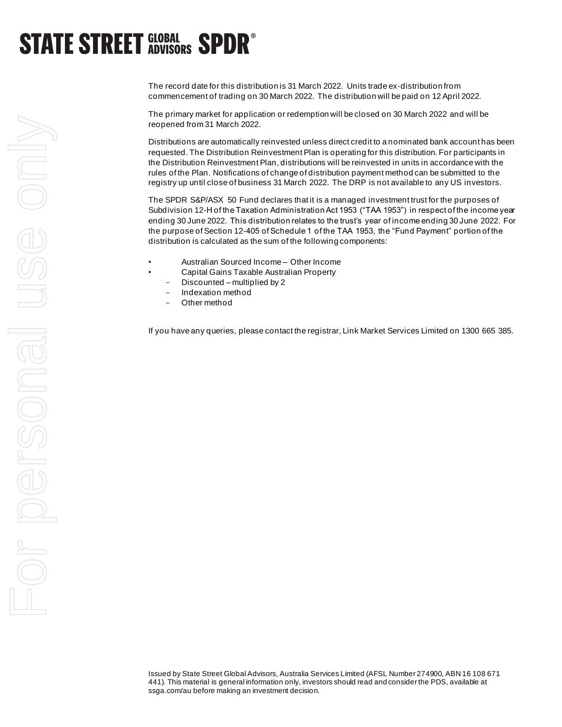The record date for this distribution is 31 March 2022. Units trade ex-distribution from commencement of trading on 30 March 2022. The distribution will be paid on 12 April 2022.

The primary market for application or redemption will be closed on 30 March 2022 and will be reopened from 31 March 2022.

Distributions are automatically reinvested unless direct credit to a nominated bank account has been requested. The Distribution Reinvestment Plan is operating for this distribution. For participants in the Distribution Reinvestment Plan, distributions will be reinvested in units in accordance with the rules of the Plan. Notifications of change of distribution payment method can be submitted to the registry up until close of business 31 March 2022. The DRP is not available to any US investors.

The SPDR S&P/ASX 50 Fund declares that it is a managed investment trust for the purposes of Subdivision 12-H of the Taxation Administration Act 1953 ("TAA 1953") in respect of the income year ending 30 June 2022. This distribution relates to the trust's year of income ending 30 June 2022. For the purpose of Section 12-405 of Schedule 1 of the TAA 1953, the "Fund Payment" portion of the distribution is calculated as the sum of the following components:

- Australian Sourced Income – Other Income
- Capital Gains Taxable Australian Property
  - Discounted – multiplied by 2
  - Indexation method
  - Other method

If you have any queries, please contact the registrar, Link Market Services Limited on 1300 665 385.

Issued by State Street Global Advisors, Australia Services Limited (AFSL Number 274900, ABN 16 108 671 441). This material is general information only, investors should read and consider the PDS, available at ssga.com/au before making an investment decision.